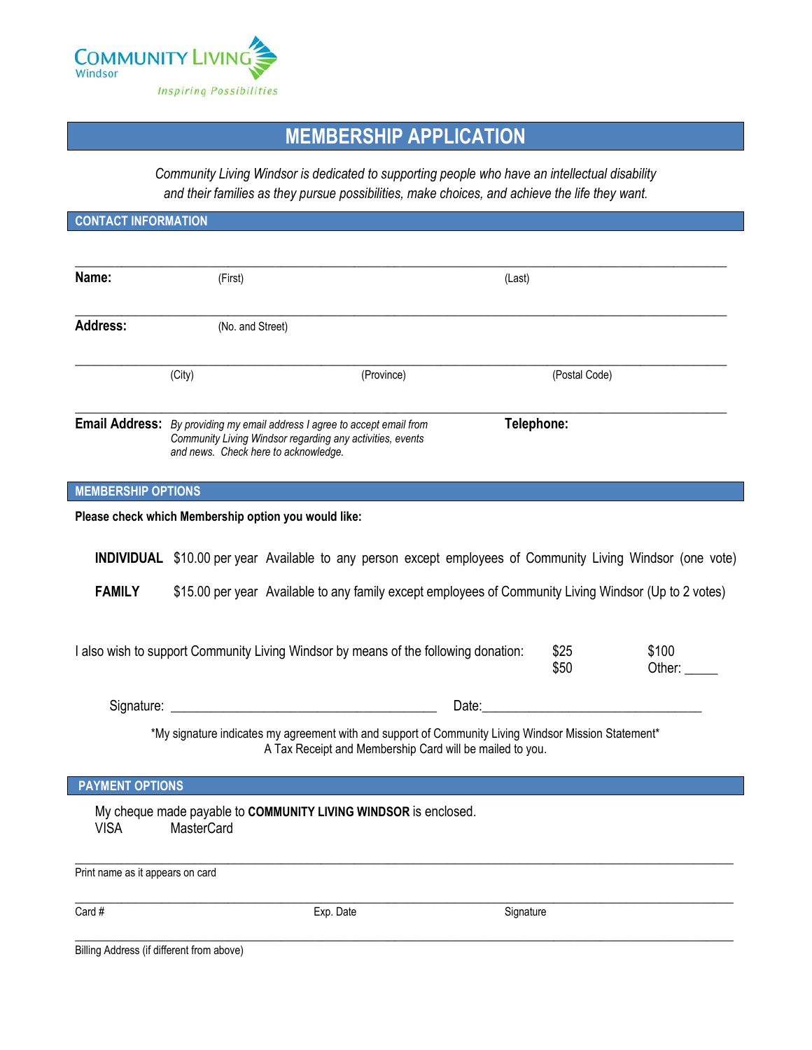Community Living Windsor

*Inspiring Possibilities*

# MEMBERSHIP APPLICATION

*Community Living Windsor is dedicated to supporting people who have an intellectual disability and their families as they pursue possibilities, make choices, and achieve the life they want.*

## CONTACT INFORMATION

**Name:** (First) ______________________ (Last) ______________________

**Address:** (No. and Street) ______________________

(City) ______________________ (Province) ______________________ (Postal Code) ______________________

**Email Address:** ______________________ *By providing my email address I agree to accept email from Community Living Windsor regarding any activities, events and news. Check here to acknowledge.*

**Telephone:** ______________________

## MEMBERSHIP OPTIONS

**Please check which Membership option you would like:**

**INDIVIDUAL** $10.00 per year Available to any person except employees of Community Living Windsor (one vote)

**FAMILY** $15.00 per year Available to any family except employees of Community Living Windsor (Up to 2 votes)

I also wish to support Community Living Windsor by means of the following donation: $25 $50 $100 Other: _____

Signature: ______________________ Date: ______________________

*My signature indicates my agreement with and support of Community Living Windsor Mission Statement*
A Tax Receipt and Membership Card will be mailed to you.

## PAYMENT OPTIONS

My cheque made payable to **COMMUNITY LIVING WINDSOR** is enclosed.

VISA MasterCard

______________________
Print name as it appears on card

______________________
Card # Exp. Date Signature

______________________
Billing Address (if different from above)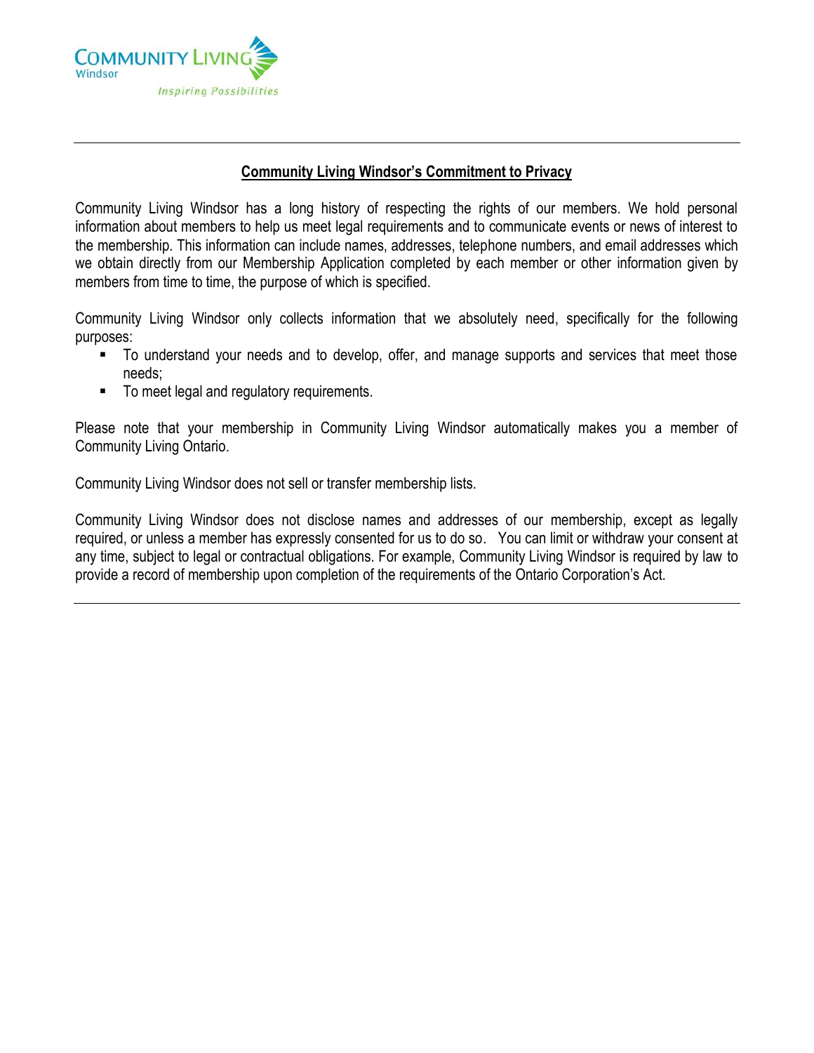COMMUNITY LIVING
Windsor
*Inspiring Possibilities*

---

**Community Living Windsor's Commitment to Privacy**

Community Living Windsor has a long history of respecting the rights of our members. We hold personal information about members to help us meet legal requirements and to communicate events or news of interest to the membership. This information can include names, addresses, telephone numbers, and email addresses which we obtain directly from our Membership Application completed by each member or other information given by members from time to time, the purpose of which is specified.

Community Living Windsor only collects information that we absolutely need, specifically for the following purposes:

- To understand your needs and to develop, offer, and manage supports and services that meet those needs;
- To meet legal and regulatory requirements.

Please note that your membership in Community Living Windsor automatically makes you a member of Community Living Ontario.

Community Living Windsor does not sell or transfer membership lists.

Community Living Windsor does not disclose names and addresses of our membership, except as legally required, or unless a member has expressly consented for us to do so. You can limit or withdraw your consent at any time, subject to legal or contractual obligations. For example, Community Living Windsor is required by law to provide a record of membership upon completion of the requirements of the Ontario Corporation's Act.

---